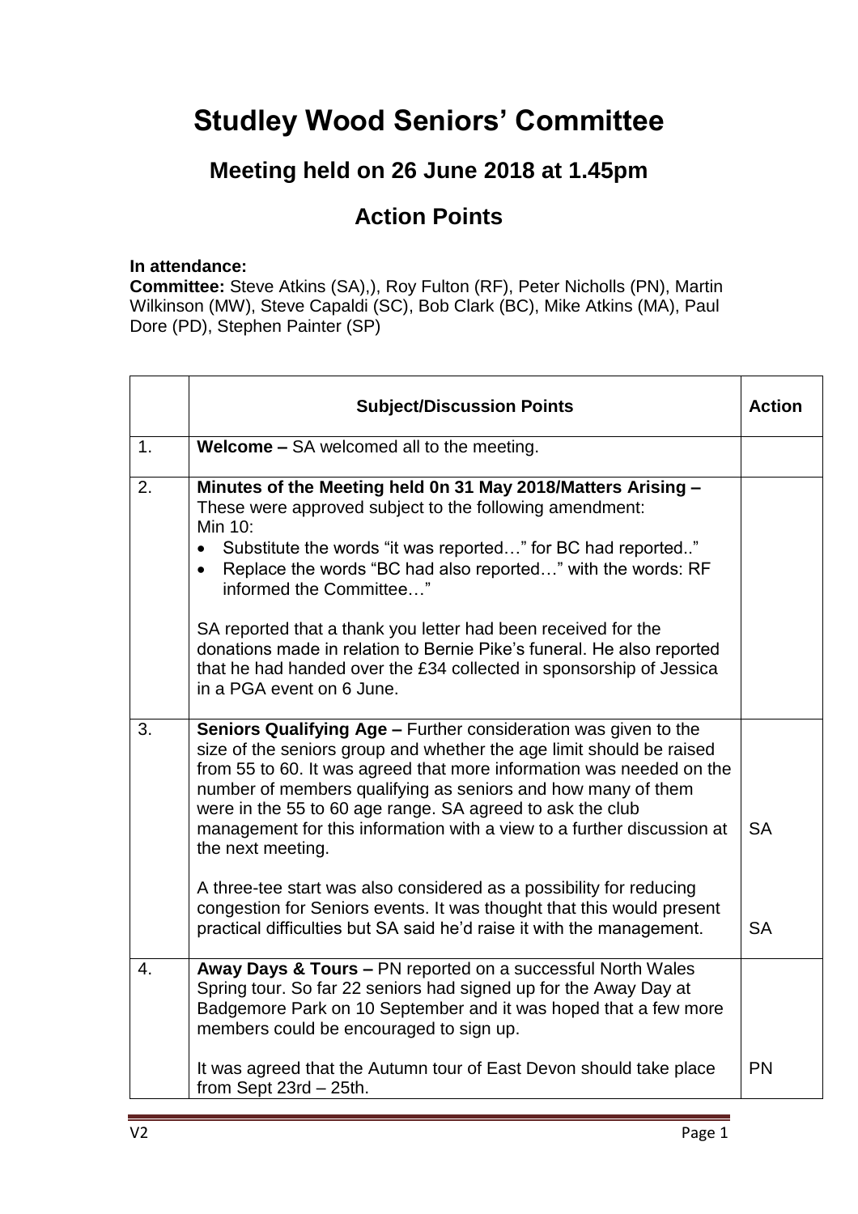# Studley Wood Seniors' Committee

## Meeting held on 26 June 2018 at 1.45pm

## Action Points

**In attendance:**
**Committee:** Steve Atkins (SA),), Roy Fulton (RF), Peter Nicholls (PN), Martin Wilkinson (MW), Steve Capaldi (SC), Bob Clark (BC), Mike Atkins (MA), Paul Dore (PD), Stephen Painter (SP)

| | Subject/Discussion Points | Action |
|---|---|---|
| 1. | **Welcome –** SA welcomed all to the meeting. | |
| 2. | **Minutes of the Meeting held 0n 31 May 2018/Matters Arising –** These were approved subject to the following amendment:<br>Min 10:<br>• Substitute the words "it was reported…" for BC had reported.."<br>• Replace the words "BC had also reported…" with the words: RF informed the Committee…"<br><br>SA reported that a thank you letter had been received for the donations made in relation to Bernie Pike's funeral. He also reported that he had handed over the £34 collected in sponsorship of Jessica in a PGA event on 6 June. | |
| 3. | **Seniors Qualifying Age –** Further consideration was given to the size of the seniors group and whether the age limit should be raised from 55 to 60. It was agreed that more information was needed on the number of members qualifying as seniors and how many of them were in the 55 to 60 age range. SA agreed to ask the club management for this information with a view to a further discussion at the next meeting. | SA |
| | A three-tee start was also considered as a possibility for reducing congestion for Seniors events. It was thought that this would present practical difficulties but SA said he'd raise it with the management. | SA |
| 4. | **Away Days & Tours –** PN reported on a successful North Wales Spring tour. So far 22 seniors had signed up for the Away Day at Badgemore Park on 10 September and it was hoped that a few more members could be encouraged to sign up.<br><br>It was agreed that the Autumn tour of East Devon should take place from Sept 23rd – 25th. | PN |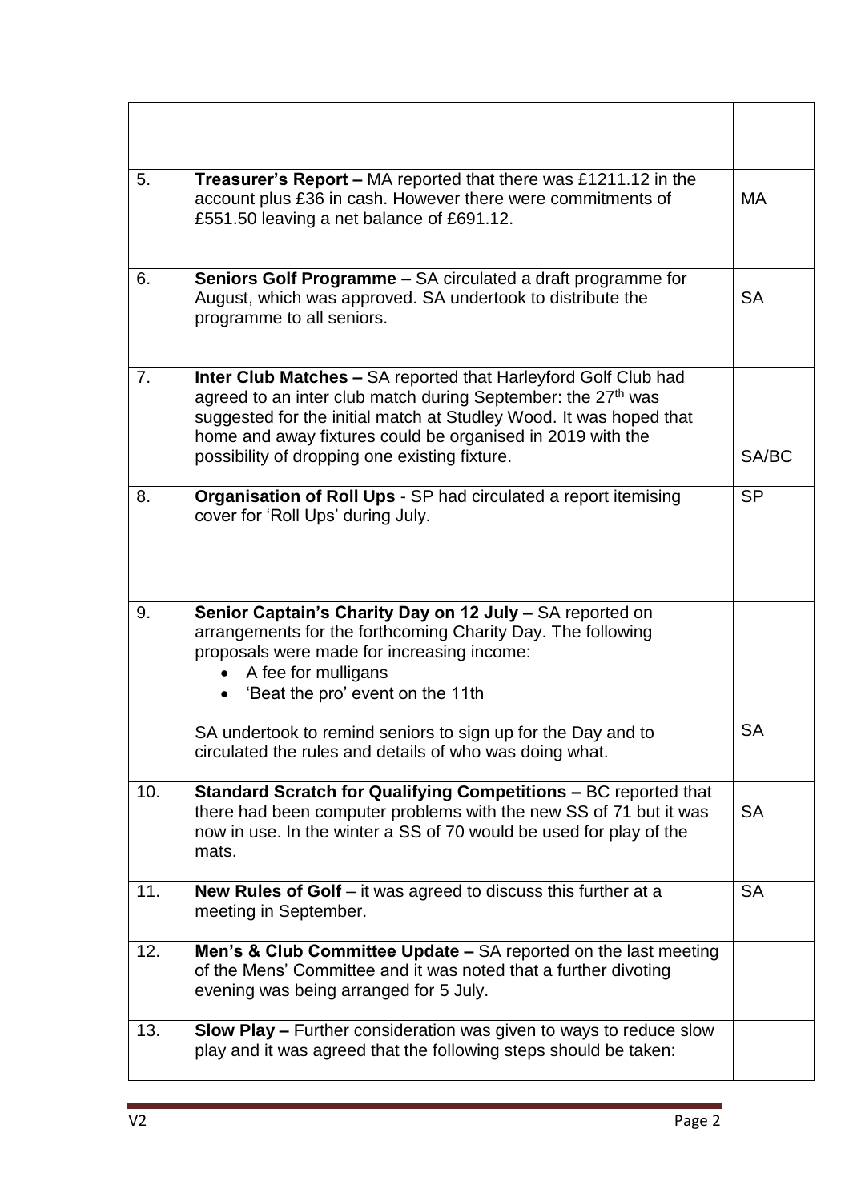| | | |
|---|---|---|
| | | |
| 5. | **Treasurer's Report –** MA reported that there was £1211.12 in the account plus £36 in cash. However there were commitments of £551.50 leaving a net balance of £691.12. | MA |
| 6. | **Seniors Golf Programme** – SA circulated a draft programme for August, which was approved. SA undertook to distribute the programme to all seniors. | SA |
| 7. | **Inter Club Matches –** SA reported that Harleyford Golf Club had agreed to an inter club match during September: the 27th was suggested for the initial match at Studley Wood. It was hoped that home and away fixtures could be organised in 2019 with the possibility of dropping one existing fixture. | SA/BC |
| 8. | **Organisation of Roll Ups** - SP had circulated a report itemising cover for 'Roll Ups' during July. | SP |
| 9. | **Senior Captain's Charity Day on 12 July –** SA reported on arrangements for the forthcoming Charity Day. The following proposals were made for increasing income:<br>• A fee for mulligans<br>• 'Beat the pro' event on the 11th<br><br>SA undertook to remind seniors to sign up for the Day and to circulated the rules and details of who was doing what. | SA |
| 10. | **Standard Scratch for Qualifying Competitions –** BC reported that there had been computer problems with the new SS of 71 but it was now in use. In the winter a SS of 70 would be used for play of the mats. | SA |
| 11. | **New Rules of Golf** – it was agreed to discuss this further at a meeting in September. | SA |
| 12. | **Men's & Club Committee Update –** SA reported on the last meeting of the Mens' Committee and it was noted that a further divoting evening was being arranged for 5 July. | |
| 13. | **Slow Play –** Further consideration was given to ways to reduce slow play and it was agreed that the following steps should be taken: | |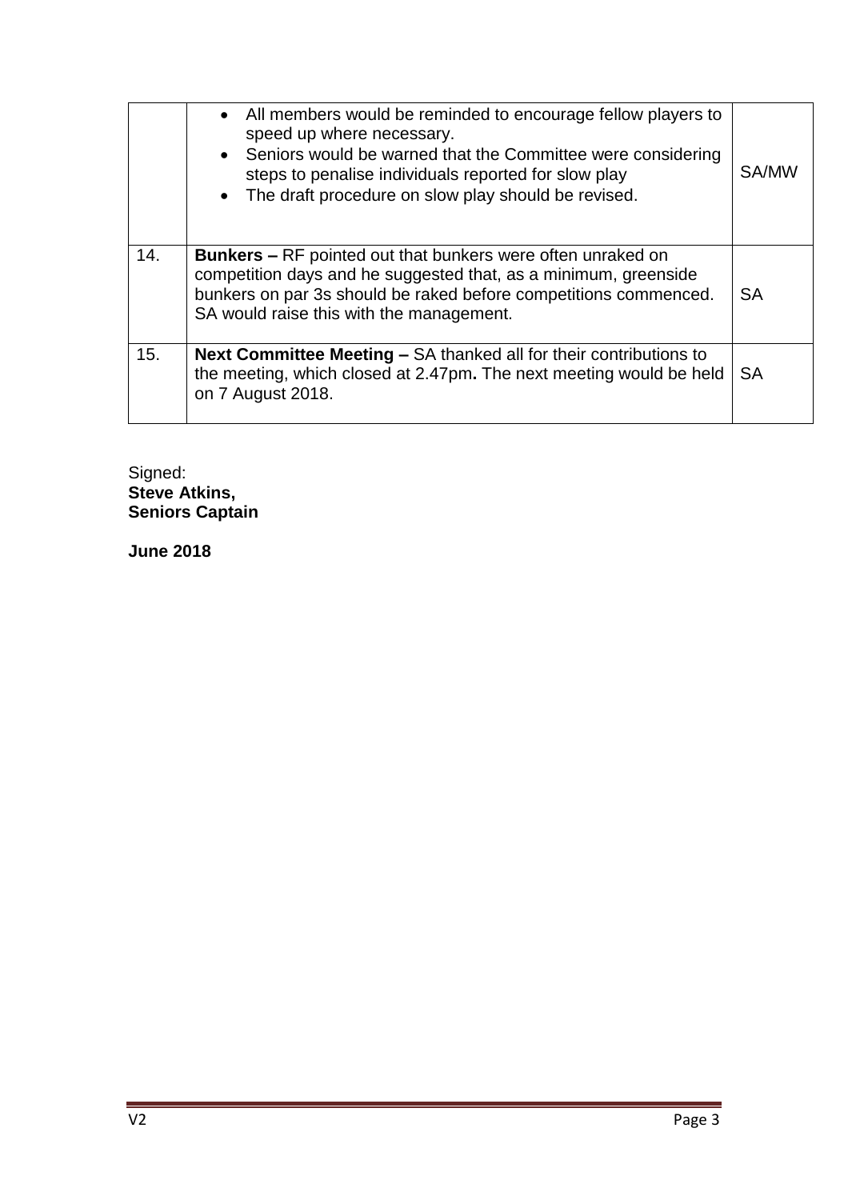| | | |
|---|---|---|
| | • All members would be reminded to encourage fellow players to speed up where necessary.<br>• Seniors would be warned that the Committee were considering steps to penalise individuals reported for slow play<br>• The draft procedure on slow play should be revised. | SA/MW |
| 14. | **Bunkers –** RF pointed out that bunkers were often unraked on competition days and he suggested that, as a minimum, greenside bunkers on par 3s should be raked before competitions commenced. SA would raise this with the management. | SA |
| 15. | **Next Committee Meeting –** SA thanked all for their contributions to the meeting, which closed at 2.47pm**.** The next meeting would be held on 7 August 2018. | SA |

Signed:
**Steve Atkins,**
**Seniors Captain**

**June 2018**